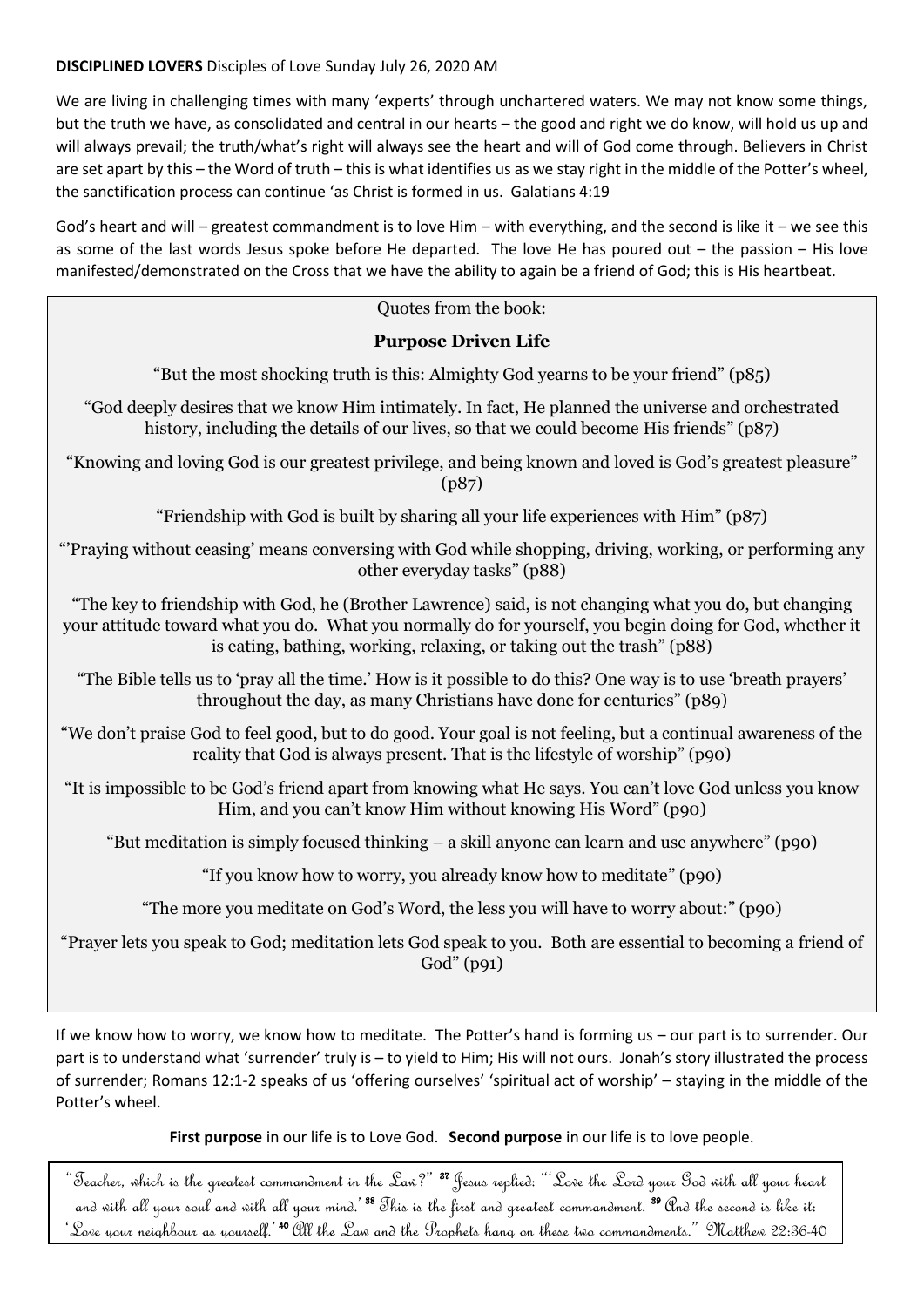**DISCIPLINED LOVERS** Disciples of Love Sunday July 26, 2020 AM

We are living in challenging times with many 'experts' through unchartered waters. We may not know some things, but the truth we have, as consolidated and central in our hearts – the good and right we do know, will hold us up and will always prevail; the truth/what's right will always see the heart and will of God come through. Believers in Christ are set apart by this – the Word of truth – this is what identifies us as we stay right in the middle of the Potter's wheel, the sanctification process can continue 'as Christ is formed in us. Galatians 4:19

God's heart and will – greatest commandment is to love Him – with everything, and the second is like it – we see this as some of the last words Jesus spoke before He departed. The love He has poured out – the passion – His love manifested/demonstrated on the Cross that we have the ability to again be a friend of God; this is His heartbeat.

Quotes from the book:

**Purpose Driven Life**

"But the most shocking truth is this: Almighty God yearns to be your friend" (p85)

"God deeply desires that we know Him intimately. In fact, He planned the universe and orchestrated history, including the details of our lives, so that we could become His friends" (p87)

"Knowing and loving God is our greatest privilege, and being known and loved is God's greatest pleasure" (p87)

"Friendship with God is built by sharing all your life experiences with Him" (p87)

"'Praying without ceasing' means conversing with God while shopping, driving, working, or performing any other everyday tasks" (p88)

"The key to friendship with God, he (Brother Lawrence) said, is not changing what you do, but changing your attitude toward what you do. What you normally do for yourself, you begin doing for God, whether it is eating, bathing, working, relaxing, or taking out the trash" (p88)

"The Bible tells us to 'pray all the time.' How is it possible to do this? One way is to use 'breath prayers' throughout the day, as many Christians have done for centuries" (p89)

"We don't praise God to feel good, but to do good. Your goal is not feeling, but a continual awareness of the reality that God is always present. That is the lifestyle of worship" (p90)

"It is impossible to be God's friend apart from knowing what He says. You can't love God unless you know Him, and you can't know Him without knowing His Word" (p90)

"But meditation is simply focused thinking – a skill anyone can learn and use anywhere" (p90)

"If you know how to worry, you already know how to meditate" (p90)

"The more you meditate on God's Word, the less you will have to worry about:" (p90)

"Prayer lets you speak to God; meditation lets God speak to you. Both are essential to becoming a friend of God" (p91)

If we know how to worry, we know how to meditate. The Potter's hand is forming us – our part is to surrender. Our part is to understand what 'surrender' truly is – to yield to Him; His will not ours. Jonah's story illustrated the process of surrender; Romans 12:1-2 speaks of us 'offering ourselves' 'spiritual act of worship' – staying in the middle of the Potter's wheel.

**First purpose** in our life is to Love God. **Second purpose** in our life is to love people.

"Teacher, which is the greatest commandment in the Law?" [37] Jesus replied: "'Love the Lord your God with all your heart and with all your soul and with all your mind.' [38] This is the first and greatest commandment. [39] And the second is like it: 'Love your neighbour as yourself.' [40] All the Law and the Prophets hang on these two commandments." Matthew 22:36-40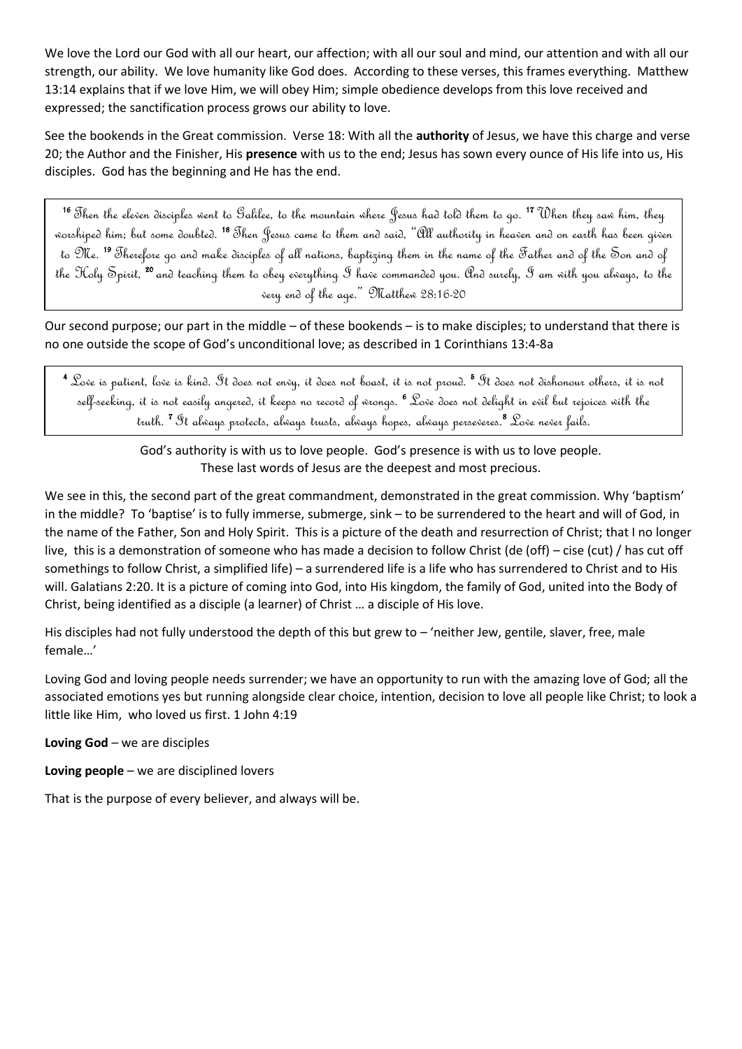We love the Lord our God with all our heart, our affection; with all our soul and mind, our attention and with all our strength, our ability. We love humanity like God does. According to these verses, this frames everything. Matthew 13:14 explains that if we love Him, we will obey Him; simple obedience develops from this love received and expressed; the sanctification process grows our ability to love.

See the bookends in the Great commission. Verse 18: With all the **authority** of Jesus, we have this charge and verse 20; the Author and the Finisher, His **presence** with us to the end; Jesus has sown every ounce of His life into us, His disciples. God has the beginning and He has the end.

> 16 Then the eleven disciples went to Galilee, to the mountain where Jesus had told them to go. 17 When they saw him, they worshiped him; but some doubted. 18 Then Jesus came to them and said, "All authority in heaven and on earth has been given to Me. 19 Therefore go and make disciples of all nations, baptizing them in the name of the Father and of the Son and of the Holy Spirit, 20 and teaching them to obey everything I have commanded you. And surely, I am with you always, to the very end of the age." Matthew 28:16-20

Our second purpose; our part in the middle – of these bookends – is to make disciples; to understand that there is no one outside the scope of God's unconditional love; as described in 1 Corinthians 13:4-8a

> 4 Love is patient, love is kind. It does not envy, it does not boast, it is not proud. 5 It does not dishonour others, it is not self-seeking, it is not easily angered, it keeps no record of wrongs. 6 Love does not delight in evil but rejoices with the truth. 7 It always protects, always trusts, always hopes, always perseveres. 8 Love never fails.

God's authority is with us to love people. God's presence is with us to love people.
These last words of Jesus are the deepest and most precious.

We see in this, the second part of the great commandment, demonstrated in the great commission. Why 'baptism' in the middle? To 'baptise' is to fully immerse, submerge, sink – to be surrendered to the heart and will of God, in the name of the Father, Son and Holy Spirit. This is a picture of the death and resurrection of Christ; that I no longer live, this is a demonstration of someone who has made a decision to follow Christ (de (off) – cise (cut) / has cut off somethings to follow Christ, a simplified life) – a surrendered life is a life who has surrendered to Christ and to His will. Galatians 2:20. It is a picture of coming into God, into His kingdom, the family of God, united into the Body of Christ, being identified as a disciple (a learner) of Christ … a disciple of His love.

His disciples had not fully understood the depth of this but grew to – 'neither Jew, gentile, slaver, free, male female…'

Loving God and loving people needs surrender; we have an opportunity to run with the amazing love of God; all the associated emotions yes but running alongside clear choice, intention, decision to love all people like Christ; to look a little like Him, who loved us first. 1 John 4:19

**Loving God** – we are disciples

**Loving people** – we are disciplined lovers

That is the purpose of every believer, and always will be.